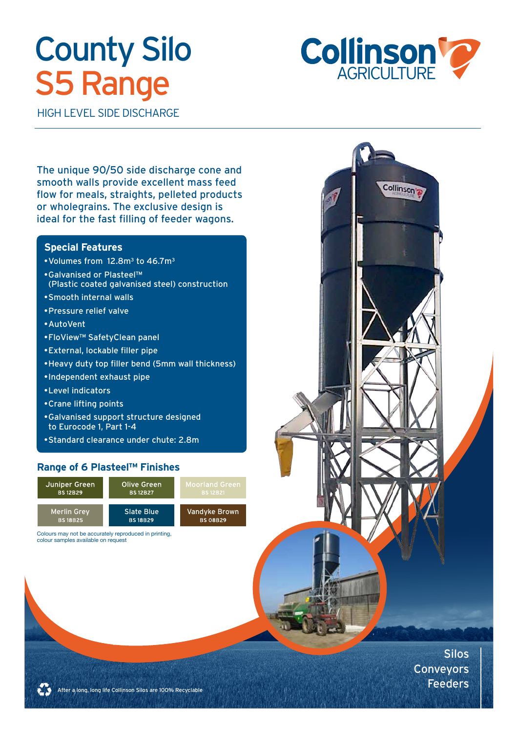# County Silo S5 Range

HIGH LEVEL SIDE DISCHARGE

Collinson AGRICULTURE

The unique 90/50 side discharge cone and smooth walls provide excellent mass feed flow for meals, straights, pelleted products or wholegrains. The exclusive design is ideal for the fast filling of feeder wagons.

## Special Features

- Volumes from 12.8m³ to 46.7m³
- Galvanised or Plasteel™ (Plastic coated galvanised steel) construction
- Smooth internal walls
- Pressure relief valve
- AutoVent
- FloView™ SafetyClean panel
- External, lockable filler pipe
- Heavy duty top filler bend (5mm wall thickness)
- Independent exhaust pipe
- Level indicators
- Crane lifting points
- Galvanised support structure designed to Eurocode 1, Part 1-4
- Standard clearance under chute: 2.8m

## Range of 6 Plasteel™ Finishes

| | | |
|---|---|---|
| Juniper Green BS 12B29 | Olive Green BS 12B27 | Moorland Green BS 12B21 |
| Merlin Grey BS 18B25 | Slate Blue BS 18B29 | Vandyke Brown BS 08B29 |

Colours may not be accurately reproduced in printing, colour samples available on request

After a long, long life Collinson Silos are 100% Recyclable

Silos
Conveyors
Feeders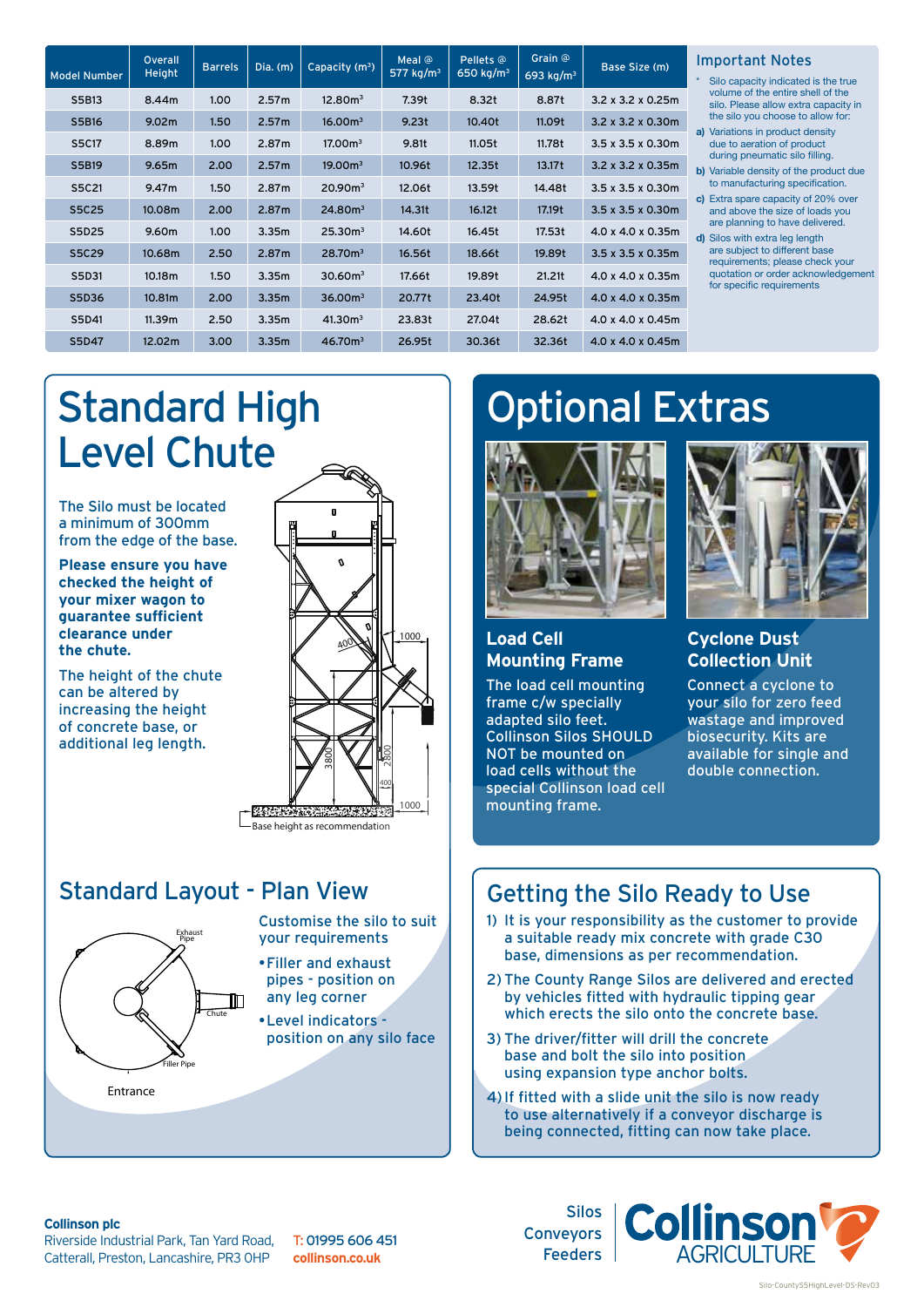| Model Number | Overall Height | Barrels | Dia. (m) | Capacity (m³) | Meal @ 577 kg/m³ | Pellets @ 650 kg/m³ | Grain @ 693 kg/m³ | Base Size (m) |
|---|---|---|---|---|---|---|---|---|
| S5B13 | 8.44m | 1.00 | 2.57m | 12.80m³ | 7.39t | 8.32t | 8.87t | 3.2 x 3.2 x 0.25m |
| S5B16 | 9.02m | 1.50 | 2.57m | 16.00m³ | 9.23t | 10.40t | 11.09t | 3.2 x 3.2 x 0.30m |
| S5C17 | 8.89m | 1.00 | 2.87m | 17.00m³ | 9.81t | 11.05t | 11.78t | 3.5 x 3.5 x 0.30m |
| S5B19 | 9.65m | 2.00 | 2.57m | 19.00m³ | 10.96t | 12.35t | 13.17t | 3.2 x 3.2 x 0.35m |
| S5C21 | 9.47m | 1.50 | 2.87m | 20.90m³ | 12.06t | 13.59t | 14.48t | 3.5 x 3.5 x 0.30m |
| S5C25 | 10.08m | 2.00 | 2.87m | 24.80m³ | 14.31t | 16.12t | 17.19t | 3.5 x 3.5 x 0.30m |
| S5D25 | 9.60m | 1.00 | 3.35m | 25.30m³ | 14.60t | 16.45t | 17.53t | 4.0 x 4.0 x 0.35m |
| S5C29 | 10.68m | 2.50 | 2.87m | 28.70m³ | 16.56t | 18.66t | 19.89t | 3.5 x 3.5 x 0.35m |
| S5D31 | 10.18m | 1.50 | 3.35m | 30.60m³ | 17.66t | 19.89t | 21.21t | 4.0 x 4.0 x 0.35m |
| S5D36 | 10.81m | 2.00 | 3.35m | 36.00m³ | 20.77t | 23.40t | 24.95t | 4.0 x 4.0 x 0.35m |
| S5D41 | 11.39m | 2.50 | 3.35m | 41.30m³ | 23.83t | 27.04t | 28.62t | 4.0 x 4.0 x 0.45m |
| S5D47 | 12.02m | 3.00 | 3.35m | 46.70m³ | 26.95t | 30.36t | 32.36t | 4.0 x 4.0 x 0.45m |

### Important Notes

\* Silo capacity indicated is the true volume of the entire shell of the silo. Please allow extra capacity in the silo you choose to allow for:

a) Variations in product density due to aeration of product during pneumatic silo filling.

b) Variable density of the product due to manufacturing specification.

c) Extra spare capacity of 20% over and above the size of loads you are planning to have delivered.

d) Silos with extra leg length are subject to different base requirements; please check your quotation or order acknowledgement for specific requirements

# Standard High Level Chute

The Silo must be located a minimum of 300mm from the edge of the base.

**Please ensure you have checked the height of your mixer wagon to guarantee sufficient clearance under the chute.**

The height of the chute can be altered by increasing the height of concrete base, or additional leg length.

400
1000
3800
2800
400
1000
Base height as recommendation

# Optional Extras

### Load Cell Mounting Frame

The load cell mounting frame c/w specially adapted silo feet. Collinson Silos SHOULD NOT be mounted on load cells without the special Collinson load cell mounting frame.

### Cyclone Dust Collection Unit

Connect a cyclone to your silo for zero feed wastage and improved biosecurity. Kits are available for single and double connection.

## Standard Layout - Plan View

Exhaust Pipe
Chute
Filler Pipe
Entrance

Customise the silo to suit your requirements

- Filler and exhaust pipes - position on any leg corner
- Level indicators - position on any silo face

## Getting the Silo Ready to Use

1) It is your responsibility as the customer to provide a suitable ready mix concrete with grade C30 base, dimensions as per recommendation.
2) The County Range Silos are delivered and erected by vehicles fitted with hydraulic tipping gear which erects the silo onto the concrete base.
3) The driver/fitter will drill the concrete base and bolt the silo into position using expansion type anchor bolts.
4) If fitted with a slide unit the silo is now ready to use alternatively if a conveyor discharge is being connected, fitting can now take place.

**Collinson plc**
Riverside Industrial Park, Tan Yard Road, Catterall, Preston, Lancashire, PR3 0HP

T: 01995 606 451
collinson.co.uk

Silos
Conveyors
Feeders

Collinson AGRICULTURE

Silo-CountyS5HighLevel-DS-Rev03